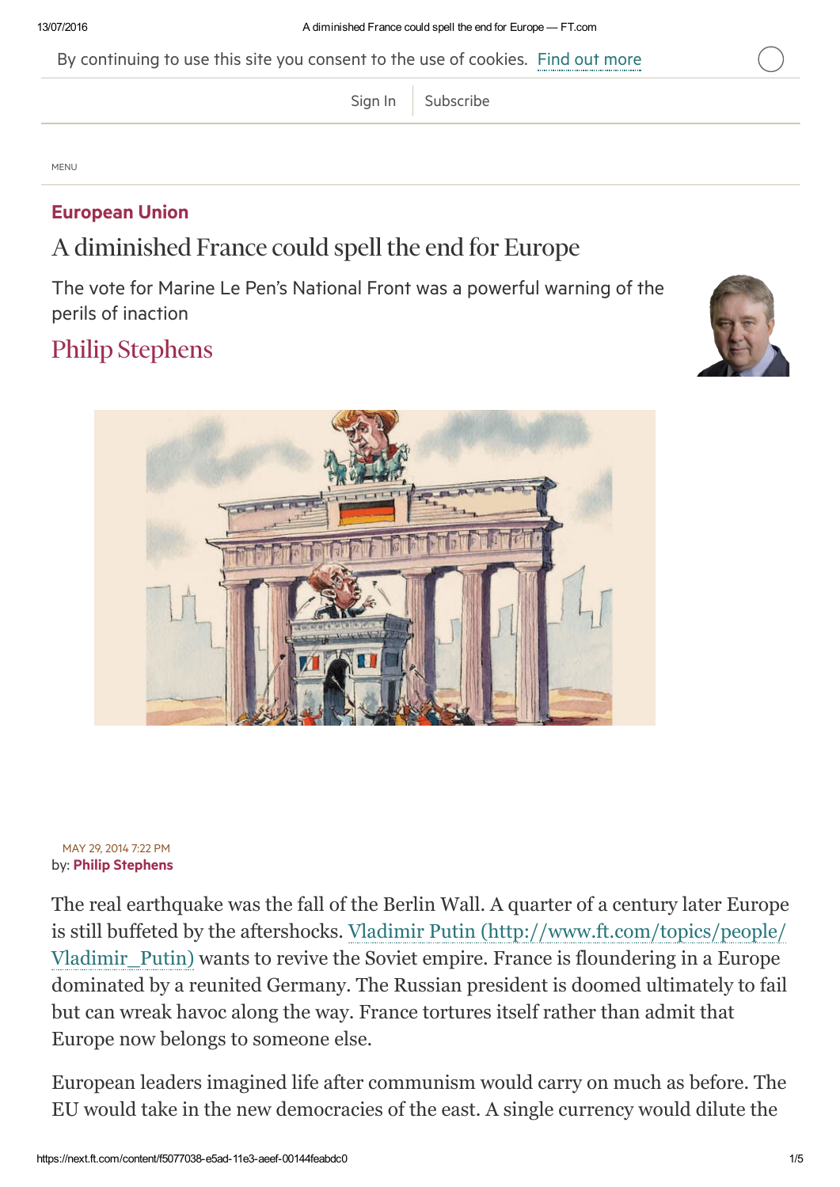European Union

# A diminished France could spell the end for Europe

The vote for Marine Le Pen's National Front was a powerful warning of the perils of inaction

Philip Stephens

MAY 29, 2014 7:22 PM

by: **Philip Stephens**

The real earthquake was the fall of the Berlin Wall. A quarter of a century later Europe is still buffeted by the aftershocks. Vladimir Putin (http://www.ft.com/topics/people/Vladimir_Putin) wants to revive the Soviet empire. France is floundering in a Europe dominated by a reunited Germany. The Russian president is doomed ultimately to fail but can wreak havoc along the way. France tortures itself rather than admit that Europe now belongs to someone else.

European leaders imagined life after communism would carry on much as before. The EU would take in the new democracies of the east. A single currency would dilute the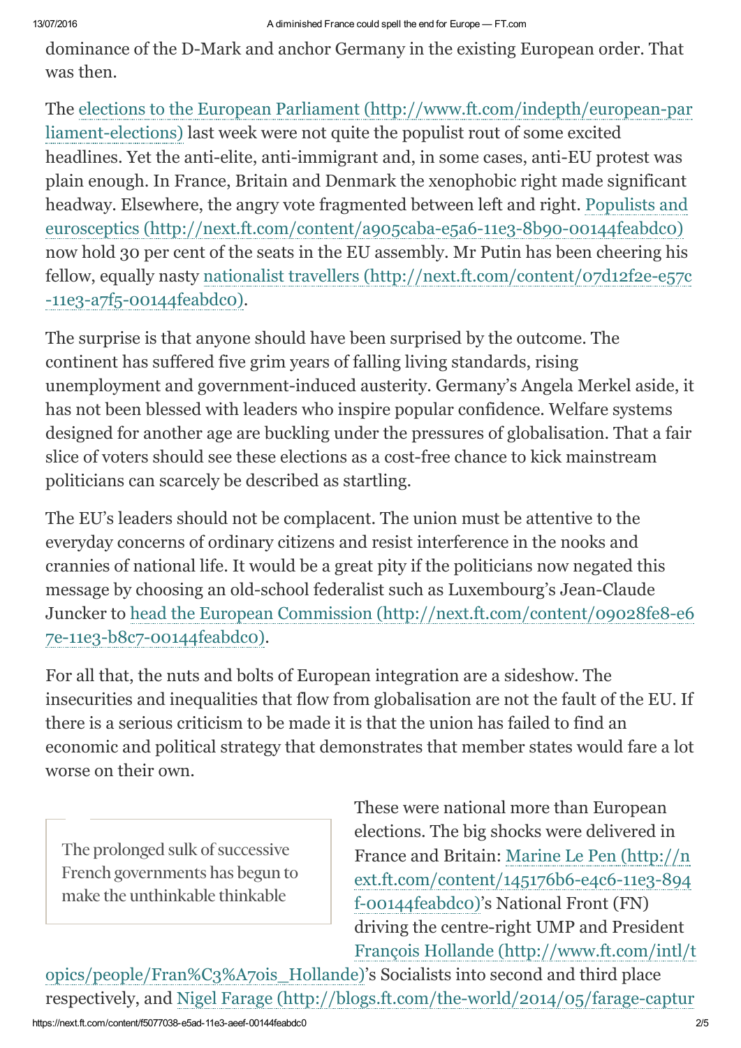dominance of the D-Mark and anchor Germany in the existing European order. That was then.

The [elections to the European Parliament (http://www.ft.com/indepth/european-parliament-elections)](http://www.ft.com/indepth/european-parliament-elections) last week were not quite the populist rout of some excited headlines. Yet the anti-elite, anti-immigrant and, in some cases, anti-EU protest was plain enough. In France, Britain and Denmark the xenophobic right made significant headway. Elsewhere, the angry vote fragmented between left and right. [Populists and eurosceptics (http://next.ft.com/content/a905caba-e5a6-11e3-8b90-00144feabdc0)](http://next.ft.com/content/a905caba-e5a6-11e3-8b90-00144feabdc0) now hold 30 per cent of the seats in the EU assembly. Mr Putin has been cheering his fellow, equally nasty [nationalist travellers (http://next.ft.com/content/07d12f2e-e57c-11e3-a7f5-00144feabdc0)](http://next.ft.com/content/07d12f2e-e57c-11e3-a7f5-00144feabdc0).

The surprise is that anyone should have been surprised by the outcome. The continent has suffered five grim years of falling living standards, rising unemployment and government-induced austerity. Germany's Angela Merkel aside, it has not been blessed with leaders who inspire popular confidence. Welfare systems designed for another age are buckling under the pressures of globalisation. That a fair slice of voters should see these elections as a cost-free chance to kick mainstream politicians can scarcely be described as startling.

The EU's leaders should not be complacent. The union must be attentive to the everyday concerns of ordinary citizens and resist interference in the nooks and crannies of national life. It would be a great pity if the politicians now negated this message by choosing an old-school federalist such as Luxembourg's Jean-Claude Juncker to [head the European Commission (http://next.ft.com/content/09028fe8-e67e-11e3-b8c7-00144feabdc0)](http://next.ft.com/content/09028fe8-e67e-11e3-b8c7-00144feabdc0).

For all that, the nuts and bolts of European integration are a sideshow. The insecurities and inequalities that flow from globalisation are not the fault of the EU. If there is a serious criticism to be made it is that the union has failed to find an economic and political strategy that demonstrates that member states would fare a lot worse on their own.

> The prolonged sulk of successive French governments has begun to make the unthinkable thinkable

These were national more than European elections. The big shocks were delivered in France and Britain: [Marine Le Pen (http://next.ft.com/content/145176b6-e4c6-11e3-894f-00144feabdc0)](http://next.ft.com/content/145176b6-e4c6-11e3-894f-00144feabdc0)'s National Front (FN) driving the centre-right UMP and President [François Hollande (http://www.ft.com/intl/topics/people/Fran%C3%A7ois_Hollande)](http://www.ft.com/intl/topics/people/Fran%C3%A7ois_Hollande)'s Socialists into second and third place respectively, and [Nigel Farage (http://blogs.ft.com/the-world/2014/05/farage-captur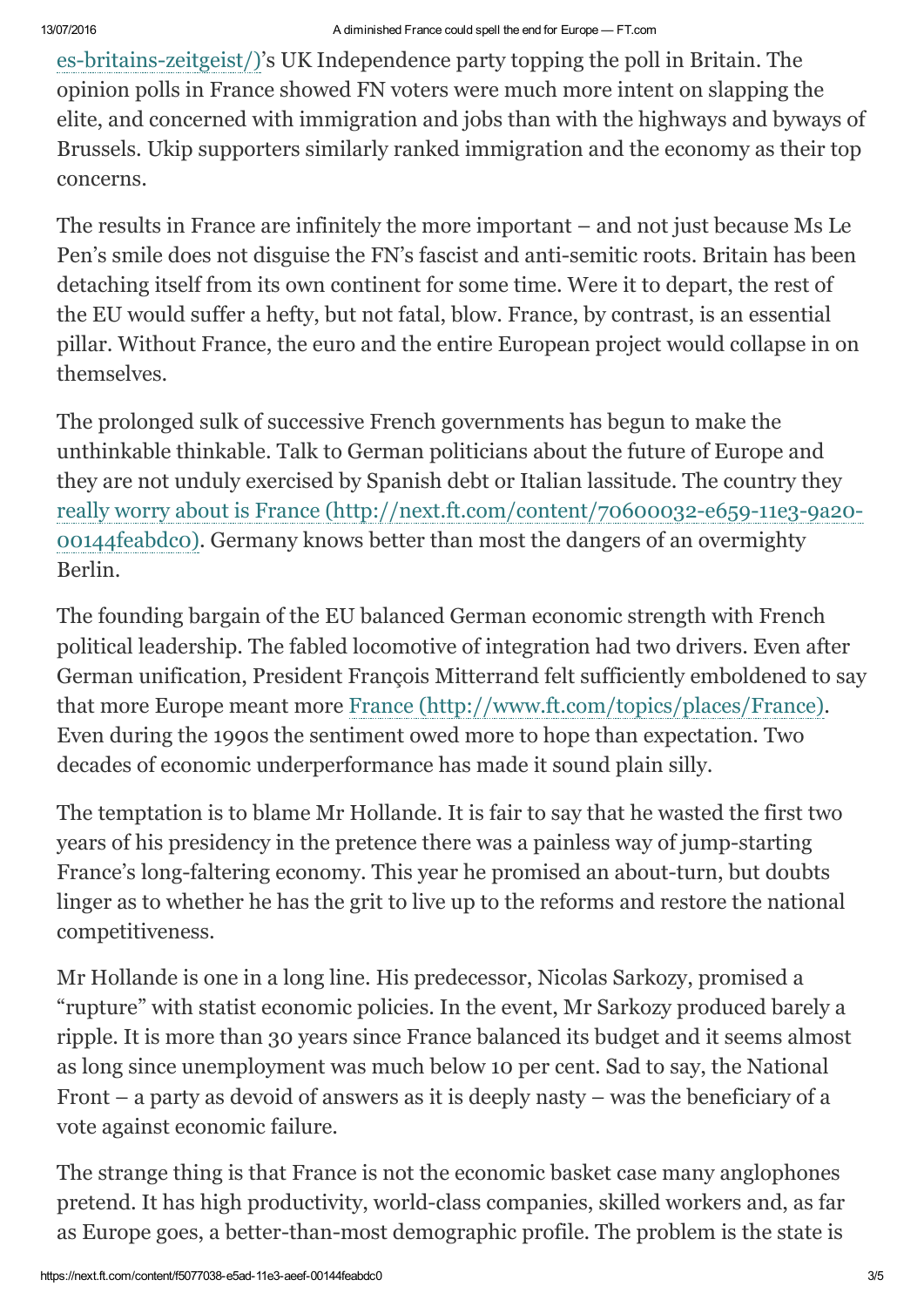es-britains-zeitgeist/)'s UK Independence party topping the poll in Britain. The opinion polls in France showed FN voters were much more intent on slapping the elite, and concerned with immigration and jobs than with the highways and byways of Brussels. Ukip supporters similarly ranked immigration and the economy as their top concerns.

The results in France are infinitely the more important – and not just because Ms Le Pen's smile does not disguise the FN's fascist and anti-semitic roots. Britain has been detaching itself from its own continent for some time. Were it to depart, the rest of the EU would suffer a hefty, but not fatal, blow. France, by contrast, is an essential pillar. Without France, the euro and the entire European project would collapse in on themselves.

The prolonged sulk of successive French governments has begun to make the unthinkable thinkable. Talk to German politicians about the future of Europe and they are not unduly exercised by Spanish debt or Italian lassitude. The country they [really worry about is France (http://next.ft.com/content/70600032-e659-11e3-9a20-00144feabdc0)](http://next.ft.com/content/70600032-e659-11e3-9a20-00144feabdc0). Germany knows better than most the dangers of an overmighty Berlin.

The founding bargain of the EU balanced German economic strength with French political leadership. The fabled locomotive of integration had two drivers. Even after German unification, President François Mitterrand felt sufficiently emboldened to say that more Europe meant more [France (http://www.ft.com/topics/places/France)](http://www.ft.com/topics/places/France). Even during the 1990s the sentiment owed more to hope than expectation. Two decades of economic underperformance has made it sound plain silly.

The temptation is to blame Mr Hollande. It is fair to say that he wasted the first two years of his presidency in the pretence there was a painless way of jump-starting France's long-faltering economy. This year he promised an about-turn, but doubts linger as to whether he has the grit to live up to the reforms and restore the national competitiveness.

Mr Hollande is one in a long line. His predecessor, Nicolas Sarkozy, promised a "rupture" with statist economic policies. In the event, Mr Sarkozy produced barely a ripple. It is more than 30 years since France balanced its budget and it seems almost as long since unemployment was much below 10 per cent. Sad to say, the National Front – a party as devoid of answers as it is deeply nasty – was the beneficiary of a vote against economic failure.

The strange thing is that France is not the economic basket case many anglophones pretend. It has high productivity, world-class companies, skilled workers and, as far as Europe goes, a better-than-most demographic profile. The problem is the state is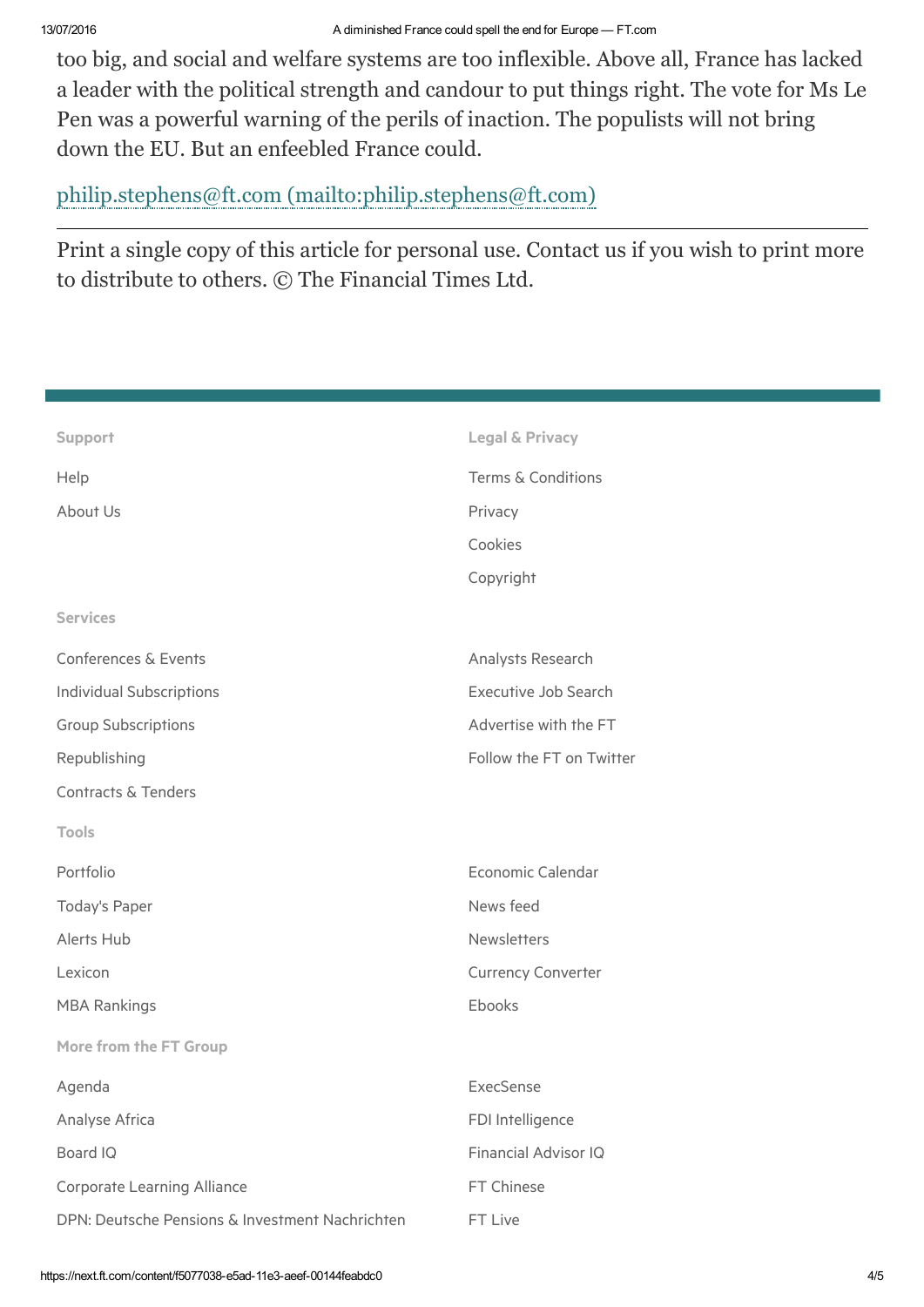too big, and social and welfare systems are too inflexible. Above all, France has lacked a leader with the political strength and candour to put things right. The vote for Ms Le Pen was a powerful warning of the perils of inaction. The populists will not bring down the EU. But an enfeebled France could.

philip.stephens@ft.com (mailto:philip.stephens@ft.com)

---

Print a single copy of this article for personal use. Contact us if you wish to print more to distribute to others. © The Financial Times Ltd.

**Support**

- Help
- About Us

**Legal & Privacy**

- Terms & Conditions
- Privacy
- Cookies
- Copyright

**Services**

- Conferences & Events
- Individual Subscriptions
- Group Subscriptions
- Republishing
- Contracts & Tenders
- Analysts Research
- Executive Job Search
- Advertise with the FT
- Follow the FT on Twitter

**Tools**

- Portfolio
- Today's Paper
- Alerts Hub
- Lexicon
- MBA Rankings
- Economic Calendar
- News feed
- Newsletters
- Currency Converter
- Ebooks

**More from the FT Group**

- Agenda
- Analyse Africa
- Board IQ
- Corporate Learning Alliance
- DPN: Deutsche Pensions & Investment Nachrichten
- ExecSense
- FDI Intelligence
- Financial Advisor IQ
- FT Chinese
- FT Live